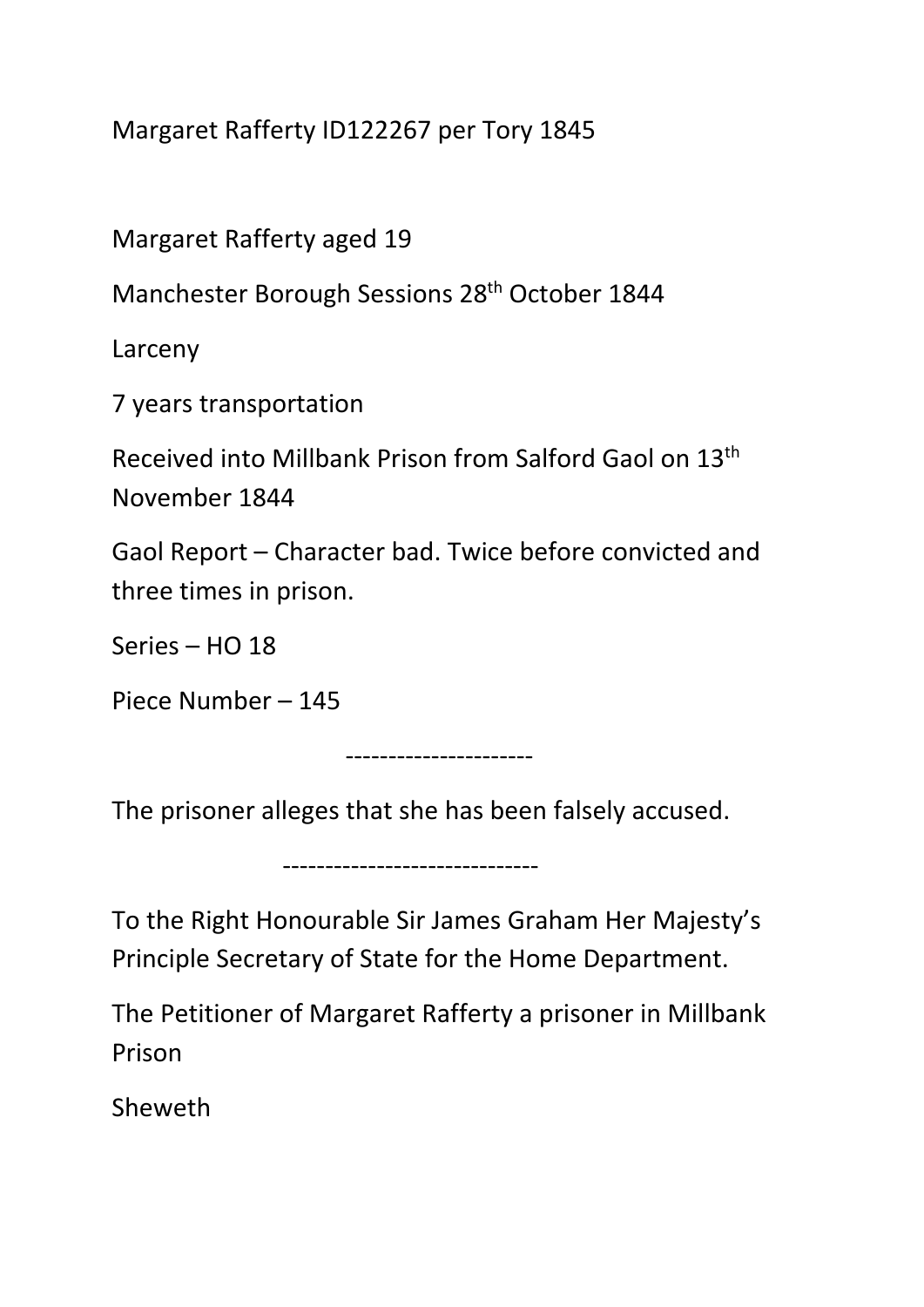Margaret Rafferty ID122267 per Tory 1845

Margaret Rafferty aged 19

Manchester Borough Sessions 28th October 1844

Larceny

7 years transportation

Received into Millbank Prison from Salford Gaol on 13th November 1844

Gaol Report – Character bad. Twice before convicted and three times in prison.

Series – HO 18

Piece Number – 145

---------------------

The prisoner alleges that she has been falsely accused.

-----------------------------

To the Right Honourable Sir James Graham Her Majesty's Principle Secretary of State for the Home Department.

The Petitioner of Margaret Rafferty a prisoner in Millbank Prison

Sheweth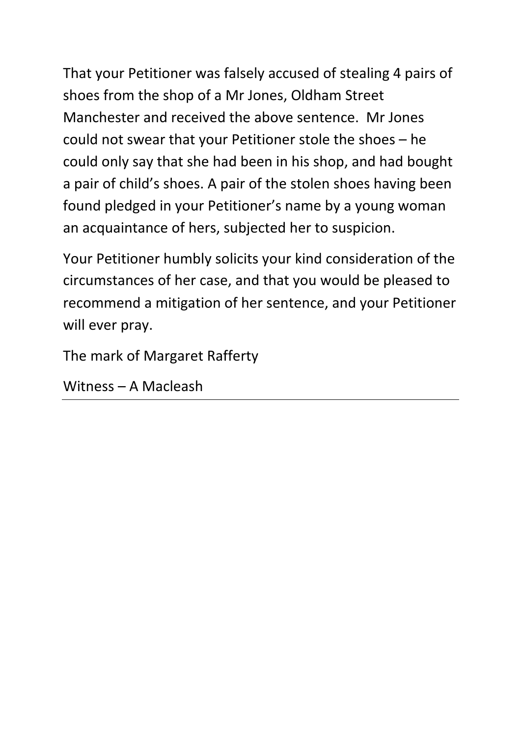That your Petitioner was falsely accused of stealing 4 pairs of shoes from the shop of a Mr Jones, Oldham Street Manchester and received the above sentence.  Mr Jones could not swear that your Petitioner stole the shoes – he could only say that she had been in his shop, and had bought a pair of child's shoes. A pair of the stolen shoes having been found pledged in your Petitioner's name by a young woman an acquaintance of hers, subjected her to suspicion.

Your Petitioner humbly solicits your kind consideration of the circumstances of her case, and that you would be pleased to recommend a mitigation of her sentence, and your Petitioner will ever pray.

The mark of Margaret Rafferty

Witness – A Macleash

---